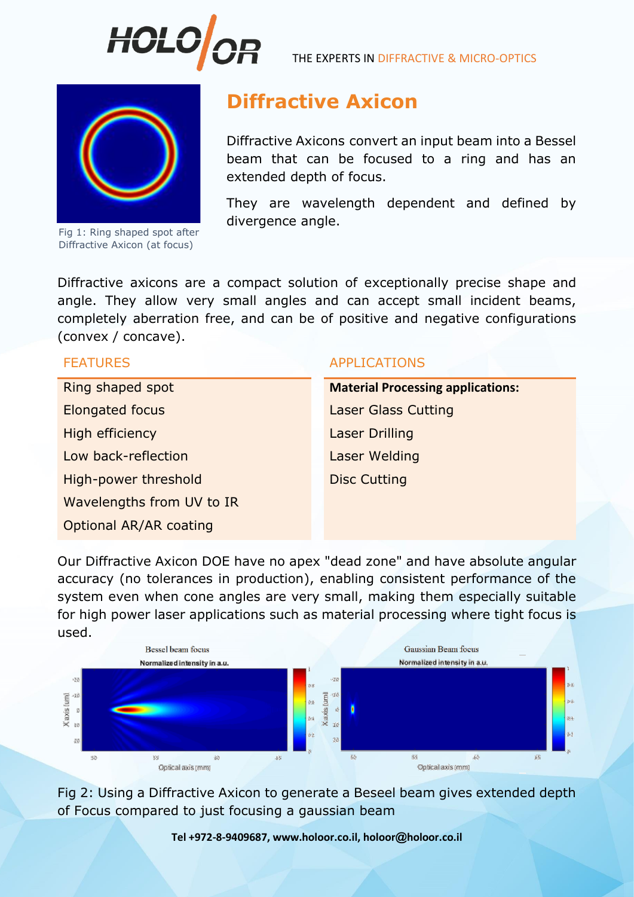HOLO/OR

THE EXPERTS IN DIFFRACTIVE & MICRO-OPTICS

# Diffractive Axicon

Fig 1: Ring shaped spot after Diffractive Axicon (at focus)

Diffractive Axicons convert an input beam into a Bessel beam that can be focused to a ring and has an extended depth of focus.

They are wavelength dependent and defined by divergence angle.

Diffractive axicons are a compact solution of exceptionally precise shape and angle. They allow very small angles and can accept small incident beams, completely aberration free, and can be of positive and negative configurations (convex / concave).

| FEATURES | APPLICATIONS |
|---|---|
| Ring shaped spot | **Material Processing applications:** |
| Elongated focus | Laser Glass Cutting |
| High efficiency | Laser Drilling |
| Low back-reflection | Laser Welding |
| High-power threshold | Disc Cutting |
| Wavelengths from UV to IR | |
| Optional AR/AR coating | |

Our Diffractive Axicon DOE have no apex "dead zone" and have absolute angular accuracy (no tolerances in production), enabling consistent performance of the system even when cone angles are very small, making them especially suitable for high power laser applications such as material processing where tight focus is used.

Fig 2: Using a Diffractive Axicon to generate a Beseel beam gives extended depth of Focus compared to just focusing a gaussian beam

Tel +972-8-9409687, www.holoor.co.il, holoor@holoor.co.il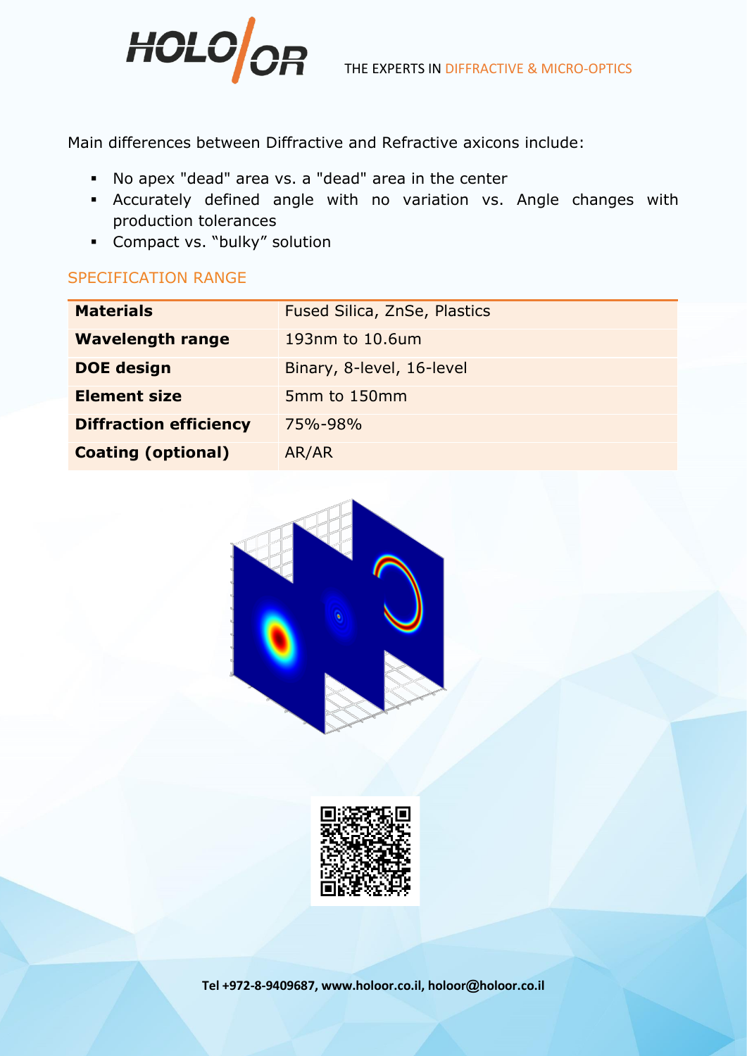Main differences between Diffractive and Refractive axicons include:

- No apex "dead" area vs. a "dead" area in the center
- Accurately defined angle with no variation vs. Angle changes with production tolerances
- Compact vs. “bulky” solution

## SPECIFICATION RANGE

| | |
|---|---|
| **Materials** | Fused Silica, ZnSe, Plastics |
| **Wavelength range** | 193nm to 10.6um |
| **DOE design** | Binary, 8-level, 16-level |
| **Element size** | 5mm to 150mm |
| **Diffraction efficiency** | 75%-98% |
| **Coating (optional)** | AR/AR |

**Tel +972-8-9409687, www.holoor.co.il, holoor@holoor.co.il**